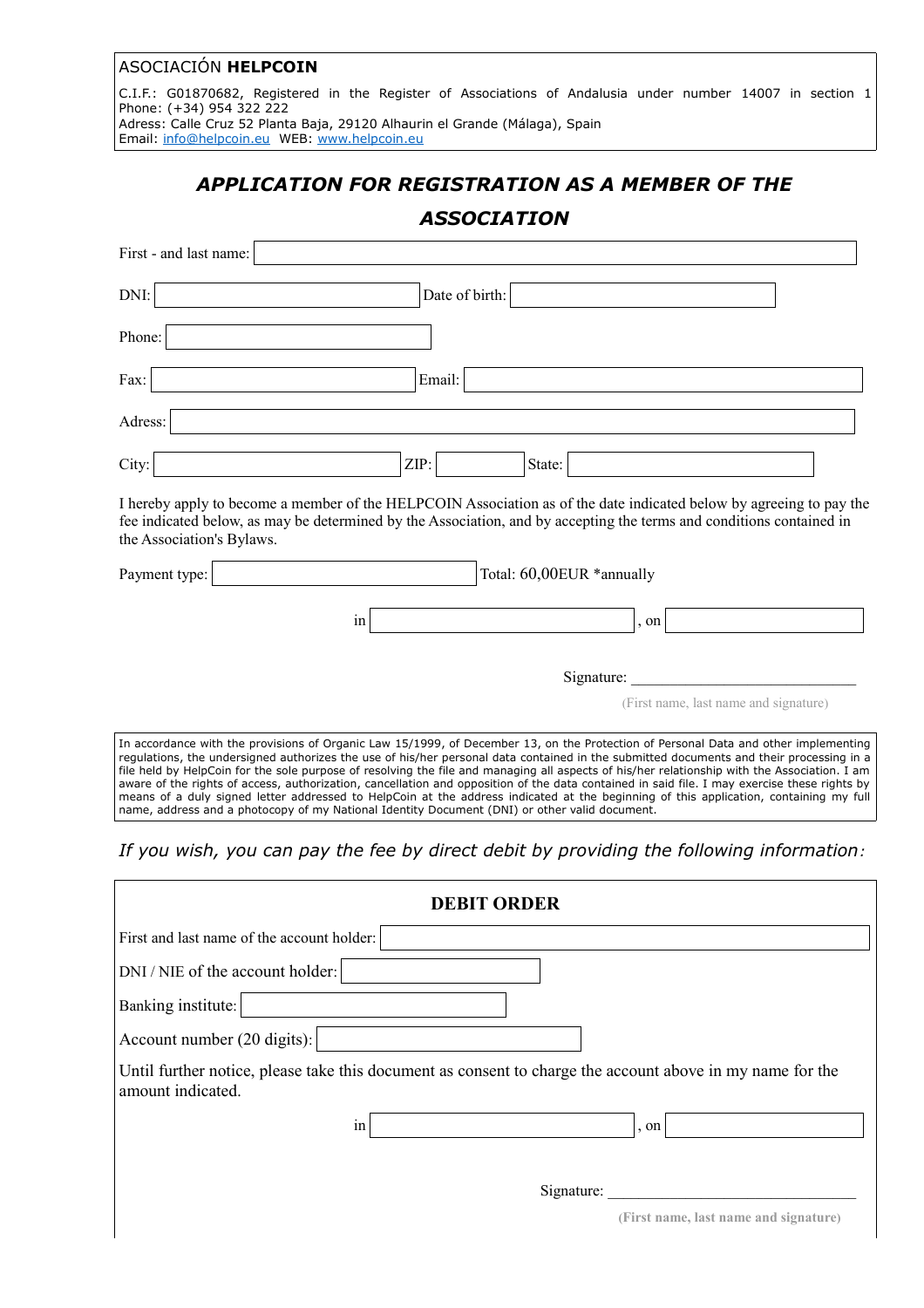ASOCIACIÓN **HELPCOIN**

C.I.F.: G01870682, Registered in the Register of Associations of Andalusia under number 14007 in section 1
Phone: (+34) 954 322 222
Adress: Calle Cruz 52 Planta Baja, 29120 Alhaurin el Grande (Málaga), Spain
Email: info@helpcoin.eu WEB: www.helpcoin.eu

## *APPLICATION FOR REGISTRATION AS A MEMBER OF THE ASSOCIATION*

First - and last name: \_\_\_\_\_\_\_\_\_\_\_\_\_\_\_\_\_\_\_\_

DNI: \_\_\_\_\_\_\_\_\_\_ Date of birth: \_\_\_\_\_\_\_\_\_\_

Phone: \_\_\_\_\_\_\_\_\_\_

Fax: \_\_\_\_\_\_\_\_\_\_ Email: \_\_\_\_\_\_\_\_\_\_

Adress: \_\_\_\_\_\_\_\_\_\_\_\_\_\_\_\_\_\_\_\_

City: \_\_\_\_\_\_\_\_\_\_ ZIP: \_\_\_\_\_ State: \_\_\_\_\_\_\_\_\_\_

I hereby apply to become a member of the HELPCOIN Association as of the date indicated below by agreeing to pay the fee indicated below, as may be determined by the Association, and by accepting the terms and conditions contained in the Association's Bylaws.

Payment type: \_\_\_\_\_\_\_\_\_\_ Total: 60,00EUR *annually

in \_\_\_\_\_\_\_\_\_\_, on \_\_\_\_\_\_\_\_\_\_

Signature: \_\_\_\_\_\_\_\_\_\_\_\_\_\_\_\_\_\_\_\_

(First name, last name and signature)

In accordance with the provisions of Organic Law 15/1999, of December 13, on the Protection of Personal Data and other implementing regulations, the undersigned authorizes the use of his/her personal data contained in the submitted documents and their processing in a file held by HelpCoin for the sole purpose of resolving the file and managing all aspects of his/her relationship with the Association. I am aware of the rights of access, authorization, cancellation and opposition of the data contained in said file. I may exercise these rights by means of a duly signed letter addressed to HelpCoin at the address indicated at the beginning of this application, containing my full name, address and a photocopy of my National Identity Document (DNI) or other valid document.

*If you wish, you can pay the fee by direct debit by providing the following information:*

**DEBIT ORDER**

First and last name of the account holder: \_\_\_\_\_\_\_\_\_\_\_\_\_\_\_\_\_\_\_\_

DNI / NIE of the account holder: \_\_\_\_\_\_\_\_\_\_

Banking institute: \_\_\_\_\_\_\_\_\_\_

Account number (20 digits): \_\_\_\_\_\_\_\_\_\_

Until further notice, please take this document as consent to charge the account above in my name for the amount indicated.

in \_\_\_\_\_\_\_\_\_\_, on \_\_\_\_\_\_\_\_\_\_

Signature: \_\_\_\_\_\_\_\_\_\_\_\_\_\_\_\_\_\_\_\_

**(First name, last name and signature)**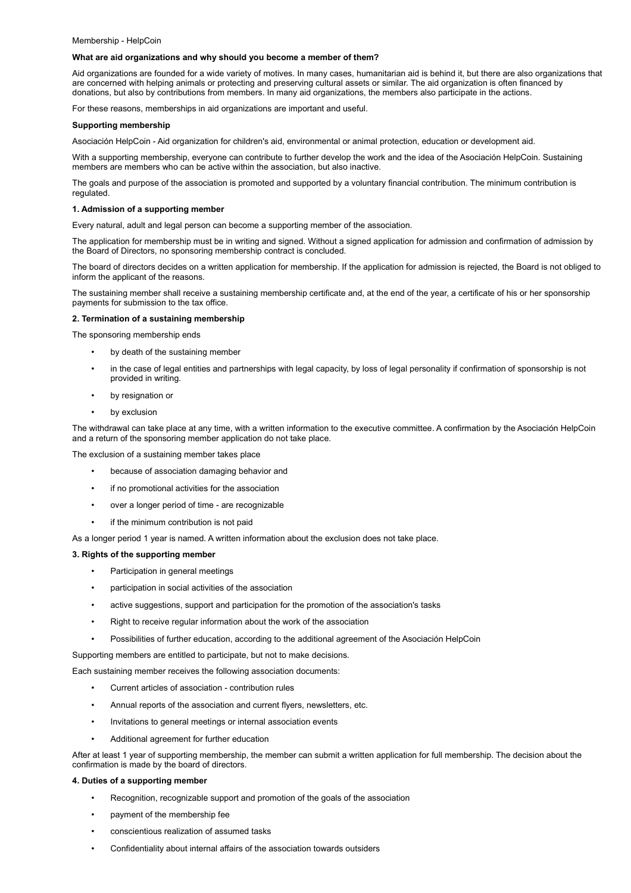Membership - HelpCoin

**What are aid organizations and why should you become a member of them?**

Aid organizations are founded for a wide variety of motives. In many cases, humanitarian aid is behind it, but there are also organizations that are concerned with helping animals or protecting and preserving cultural assets or similar. The aid organization is often financed by donations, but also by contributions from members. In many aid organizations, the members also participate in the actions.

For these reasons, memberships in aid organizations are important and useful.

**Supporting membership**

Asociación HelpCoin - Aid organization for children's aid, environmental or animal protection, education or development aid.

With a supporting membership, everyone can contribute to further develop the work and the idea of the Asociación HelpCoin. Sustaining members are members who can be active within the association, but also inactive.

The goals and purpose of the association is promoted and supported by a voluntary financial contribution. The minimum contribution is regulated.

**1. Admission of a supporting member**

Every natural, adult and legal person can become a supporting member of the association.

The application for membership must be in writing and signed. Without a signed application for admission and confirmation of admission by the Board of Directors, no sponsoring membership contract is concluded.

The board of directors decides on a written application for membership. If the application for admission is rejected, the Board is not obliged to inform the applicant of the reasons.

The sustaining member shall receive a sustaining membership certificate and, at the end of the year, a certificate of his or her sponsorship payments for submission to the tax office.

**2. Termination of a sustaining membership**

The sponsoring membership ends

- by death of the sustaining member
- in the case of legal entities and partnerships with legal capacity, by loss of legal personality if confirmation of sponsorship is not provided in writing.
- by resignation or
- by exclusion

The withdrawal can take place at any time, with a written information to the executive committee. A confirmation by the Asociación HelpCoin and a return of the sponsoring member application do not take place.

The exclusion of a sustaining member takes place

- because of association damaging behavior and
- if no promotional activities for the association
- over a longer period of time - are recognizable
- if the minimum contribution is not paid

As a longer period 1 year is named. A written information about the exclusion does not take place.

**3. Rights of the supporting member**

- Participation in general meetings
- participation in social activities of the association
- active suggestions, support and participation for the promotion of the association's tasks
- Right to receive regular information about the work of the association
- Possibilities of further education, according to the additional agreement of the Asociación HelpCoin

Supporting members are entitled to participate, but not to make decisions.

Each sustaining member receives the following association documents:

- Current articles of association - contribution rules
- Annual reports of the association and current flyers, newsletters, etc.
- Invitations to general meetings or internal association events
- Additional agreement for further education

After at least 1 year of supporting membership, the member can submit a written application for full membership. The decision about the confirmation is made by the board of directors.

**4. Duties of a supporting member**

- Recognition, recognizable support and promotion of the goals of the association
- payment of the membership fee
- conscientious realization of assumed tasks
- Confidentiality about internal affairs of the association towards outsiders